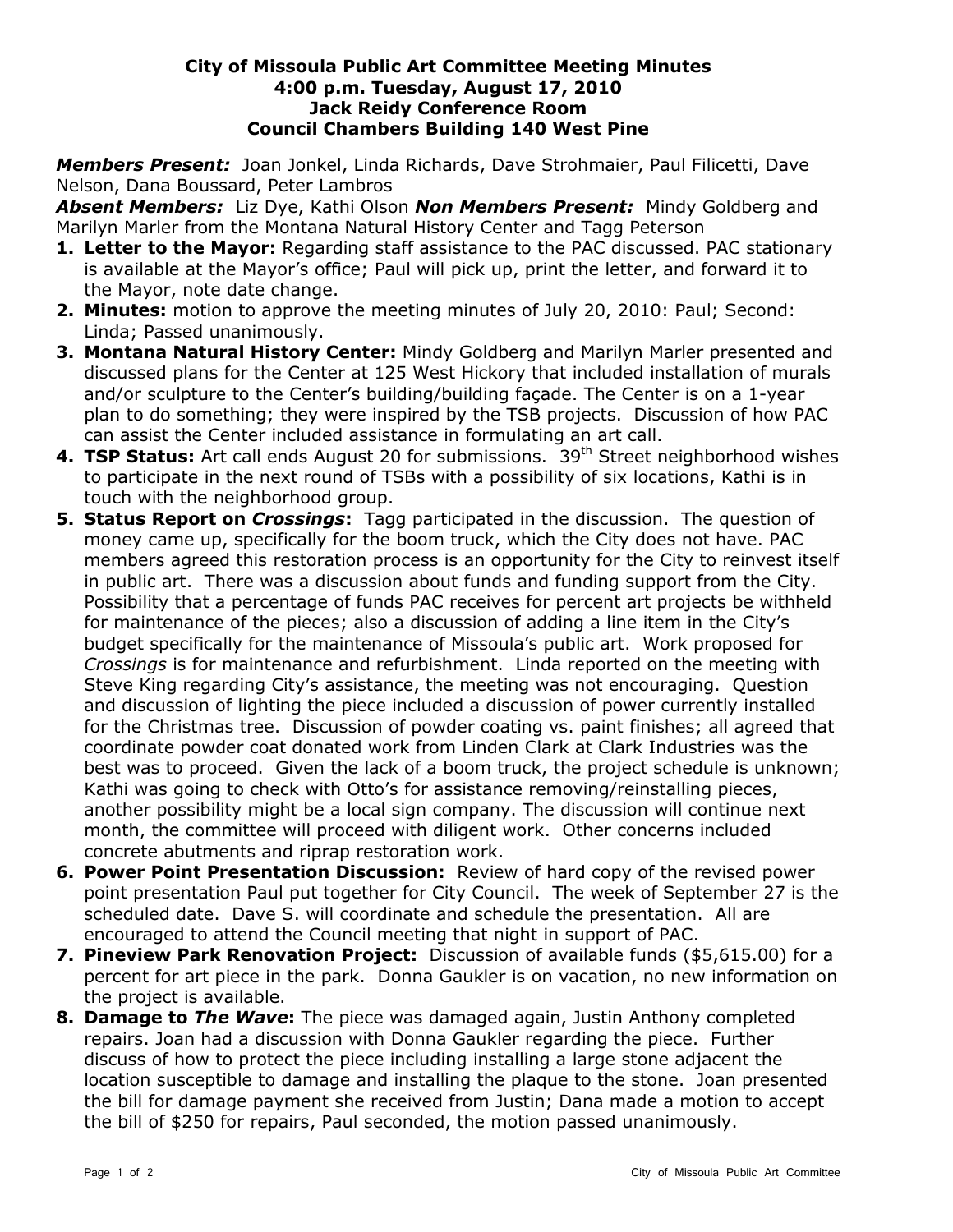# City of Missoula Public Art Committee Meeting Minutes
## 4:00 p.m. Tuesday, August 17, 2010
## Jack Reidy Conference Room
## Council Chambers Building 140 West Pine

***Members Present:*** Joan Jonkel, Linda Richards, Dave Strohmaier, Paul Filicetti, Dave Nelson, Dana Boussard, Peter Lambros

***Absent Members:*** Liz Dye, Kathi Olson ***Non Members Present:*** Mindy Goldberg and Marilyn Marler from the Montana Natural History Center and Tagg Peterson

1. **Letter to the Mayor:** Regarding staff assistance to the PAC discussed. PAC stationary is available at the Mayor's office; Paul will pick up, print the letter, and forward it to the Mayor, note date change.
2. **Minutes:** motion to approve the meeting minutes of July 20, 2010: Paul; Second: Linda; Passed unanimously.
3. **Montana Natural History Center:** Mindy Goldberg and Marilyn Marler presented and discussed plans for the Center at 125 West Hickory that included installation of murals and/or sculpture to the Center's building/building façade. The Center is on a 1-year plan to do something; they were inspired by the TSB projects. Discussion of how PAC can assist the Center included assistance in formulating an art call.
4. **TSP Status:** Art call ends August 20 for submissions. 39th Street neighborhood wishes to participate in the next round of TSBs with a possibility of six locations, Kathi is in touch with the neighborhood group.
5. **Status Report on *Crossings*:** Tagg participated in the discussion. The question of money came up, specifically for the boom truck, which the City does not have. PAC members agreed this restoration process is an opportunity for the City to reinvest itself in public art. There was a discussion about funds and funding support from the City. Possibility that a percentage of funds PAC receives for percent art projects be withheld for maintenance of the pieces; also a discussion of adding a line item in the City's budget specifically for the maintenance of Missoula's public art. Work proposed for *Crossings* is for maintenance and refurbishment. Linda reported on the meeting with Steve King regarding City's assistance, the meeting was not encouraging. Question and discussion of lighting the piece included a discussion of power currently installed for the Christmas tree. Discussion of powder coating vs. paint finishes; all agreed that coordinate powder coat donated work from Linden Clark at Clark Industries was the best was to proceed. Given the lack of a boom truck, the project schedule is unknown; Kathi was going to check with Otto's for assistance removing/reinstalling pieces, another possibility might be a local sign company. The discussion will continue next month, the committee will proceed with diligent work. Other concerns included concrete abutments and riprap restoration work.
6. **Power Point Presentation Discussion:** Review of hard copy of the revised power point presentation Paul put together for City Council. The week of September 27 is the scheduled date. Dave S. will coordinate and schedule the presentation. All are encouraged to attend the Council meeting that night in support of PAC.
7. **Pineview Park Renovation Project:** Discussion of available funds ($5,615.00) for a percent for art piece in the park. Donna Gaukler is on vacation, no new information on the project is available.
8. **Damage to *The Wave*:** The piece was damaged again, Justin Anthony completed repairs. Joan had a discussion with Donna Gaukler regarding the piece. Further discuss of how to protect the piece including installing a large stone adjacent the location susceptible to damage and installing the plaque to the stone. Joan presented the bill for damage payment she received from Justin; Dana made a motion to accept the bill of $250 for repairs, Paul seconded, the motion passed unanimously.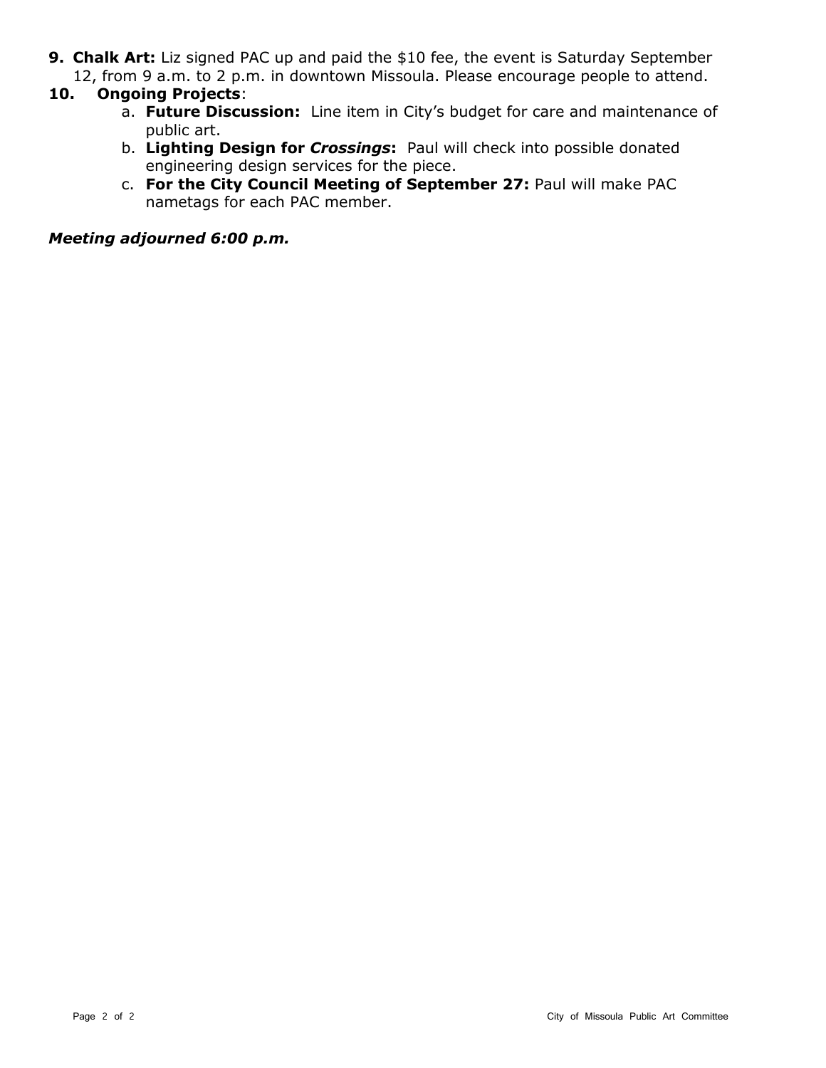9. **Chalk Art:** Liz signed PAC up and paid the $10 fee, the event is Saturday September 12, from 9 a.m. to 2 p.m. in downtown Missoula. Please encourage people to attend.
10. **Ongoing Projects**:
    a. **Future Discussion:** Line item in City's budget for care and maintenance of public art.
    b. **Lighting Design for *Crossings*:** Paul will check into possible donated engineering design services for the piece.
    c. **For the City Council Meeting of September 27:** Paul will make PAC nametags for each PAC member.

***Meeting adjourned 6:00 p.m.***